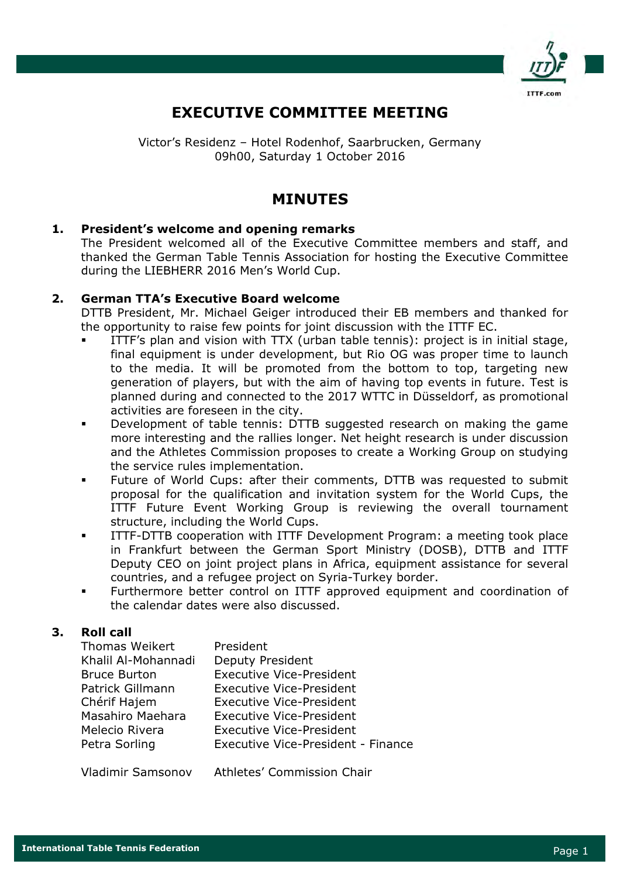# EXECUTIVE COMMITTEE MEETING

Victor's Residenz – Hotel Rodenhof, Saarbrucken, Germany
09h00, Saturday 1 October 2016

## MINUTES

**1. President's welcome and opening remarks**

The President welcomed all of the Executive Committee members and staff, and thanked the German Table Tennis Association for hosting the Executive Committee during the LIEBHERR 2016 Men's World Cup.

**2. German TTA's Executive Board welcome**

DTTB President, Mr. Michael Geiger introduced their EB members and thanked for the opportunity to raise few points for joint discussion with the ITTF EC.

- ITTF's plan and vision with TTX (urban table tennis): project is in initial stage, final equipment is under development, but Rio OG was proper time to launch to the media. It will be promoted from the bottom to top, targeting new generation of players, but with the aim of having top events in future. Test is planned during and connected to the 2017 WTTC in Düsseldorf, as promotional activities are foreseen in the city.
- Development of table tennis: DTTB suggested research on making the game more interesting and the rallies longer. Net height research is under discussion and the Athletes Commission proposes to create a Working Group on studying the service rules implementation.
- Future of World Cups: after their comments, DTTB was requested to submit proposal for the qualification and invitation system for the World Cups, the ITTF Future Event Working Group is reviewing the overall tournament structure, including the World Cups.
- ITTF-DTTB cooperation with ITTF Development Program: a meeting took place in Frankfurt between the German Sport Ministry (DOSB), DTTB and ITTF Deputy CEO on joint project plans in Africa, equipment assistance for several countries, and a refugee project on Syria-Turkey border.
- Furthermore better control on ITTF approved equipment and coordination of the calendar dates were also discussed.

**3. Roll call**

| | |
|---|---|
| Thomas Weikert | President |
| Khalil Al-Mohannadi | Deputy President |
| Bruce Burton | Executive Vice-President |
| Patrick Gillmann | Executive Vice-President |
| Chérif Hajem | Executive Vice-President |
| Masahiro Maehara | Executive Vice-President |
| Melecio Rivera | Executive Vice-President |
| Petra Sorling | Executive Vice-President - Finance |
| | |
| Vladimir Samsonov | Athletes' Commission Chair |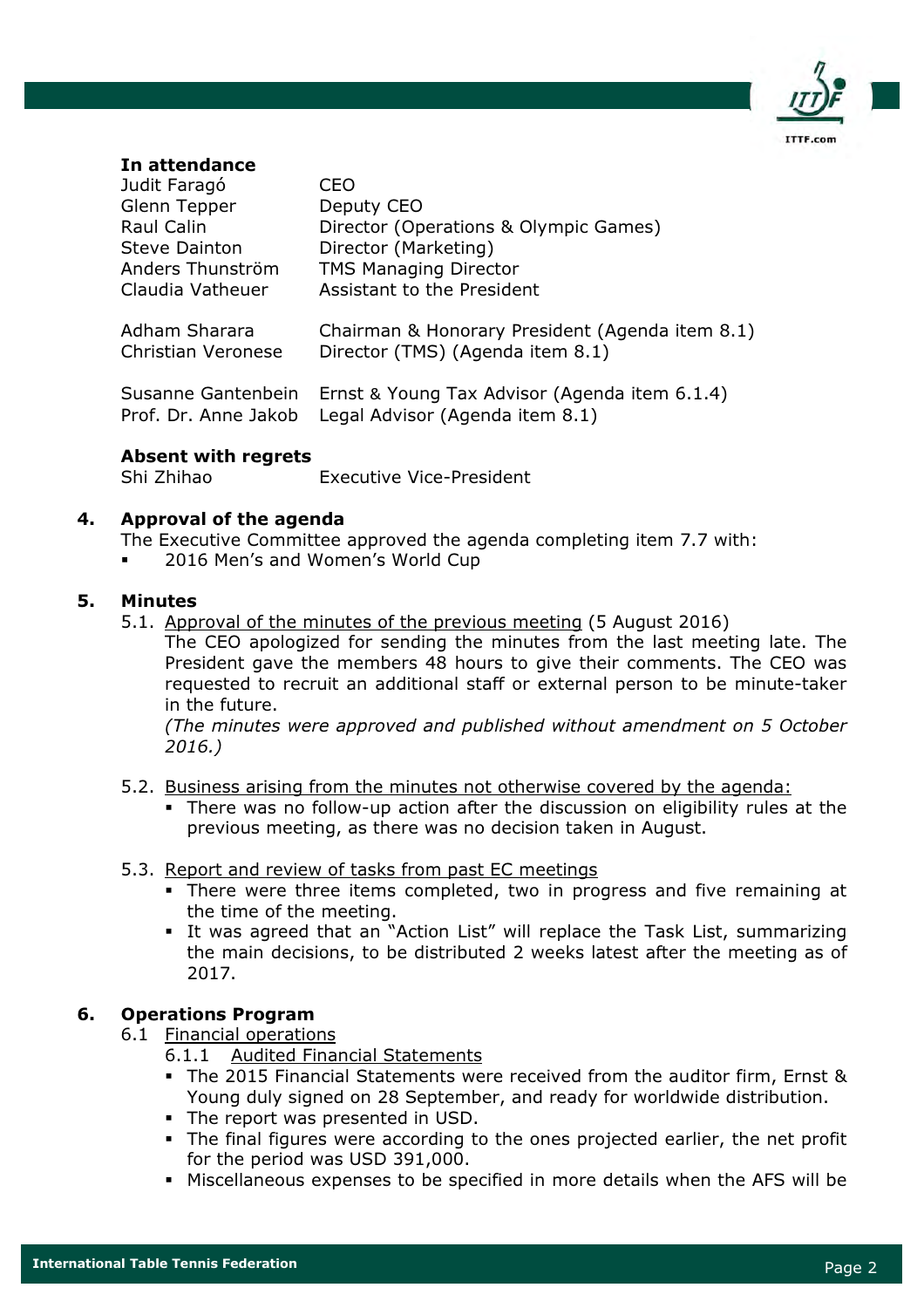**In attendance**

| | |
|---|---|
| Judit Faragó | CEO |
| Glenn Tepper | Deputy CEO |
| Raul Calin | Director (Operations & Olympic Games) |
| Steve Dainton | Director (Marketing) |
| Anders Thunström | TMS Managing Director |
| Claudia Vatheuer | Assistant to the President |
| Adham Sharara | Chairman & Honorary President (Agenda item 8.1) |
| Christian Veronese | Director (TMS) (Agenda item 8.1) |
| Susanne Gantenbein | Ernst & Young Tax Advisor (Agenda item 6.1.4) |
| Prof. Dr. Anne Jakob | Legal Advisor (Agenda item 8.1) |

**Absent with regrets**

| | |
|---|---|
| Shi Zhihao | Executive Vice-President |

## 4. Approval of the agenda

The Executive Committee approved the agenda completing item 7.7 with:

- 2016 Men's and Women's World Cup

## 5. Minutes

5.1. Approval of the minutes of the previous meeting (5 August 2016)

The CEO apologized for sending the minutes from the last meeting late. The President gave the members 48 hours to give their comments. The CEO was requested to recruit an additional staff or external person to be minute-taker in the future.

*(The minutes were approved and published without amendment on 5 October 2016.)*

5.2. Business arising from the minutes not otherwise covered by the agenda:

- There was no follow-up action after the discussion on eligibility rules at the previous meeting, as there was no decision taken in August.

5.3. Report and review of tasks from past EC meetings

- There were three items completed, two in progress and five remaining at the time of the meeting.
- It was agreed that an "Action List" will replace the Task List, summarizing the main decisions, to be distributed 2 weeks latest after the meeting as of 2017.

## 6. Operations Program

6.1 Financial operations

6.1.1 Audited Financial Statements

- The 2015 Financial Statements were received from the auditor firm, Ernst & Young duly signed on 28 September, and ready for worldwide distribution.
- The report was presented in USD.
- The final figures were according to the ones projected earlier, the net profit for the period was USD 391,000.
- Miscellaneous expenses to be specified in more details when the AFS will be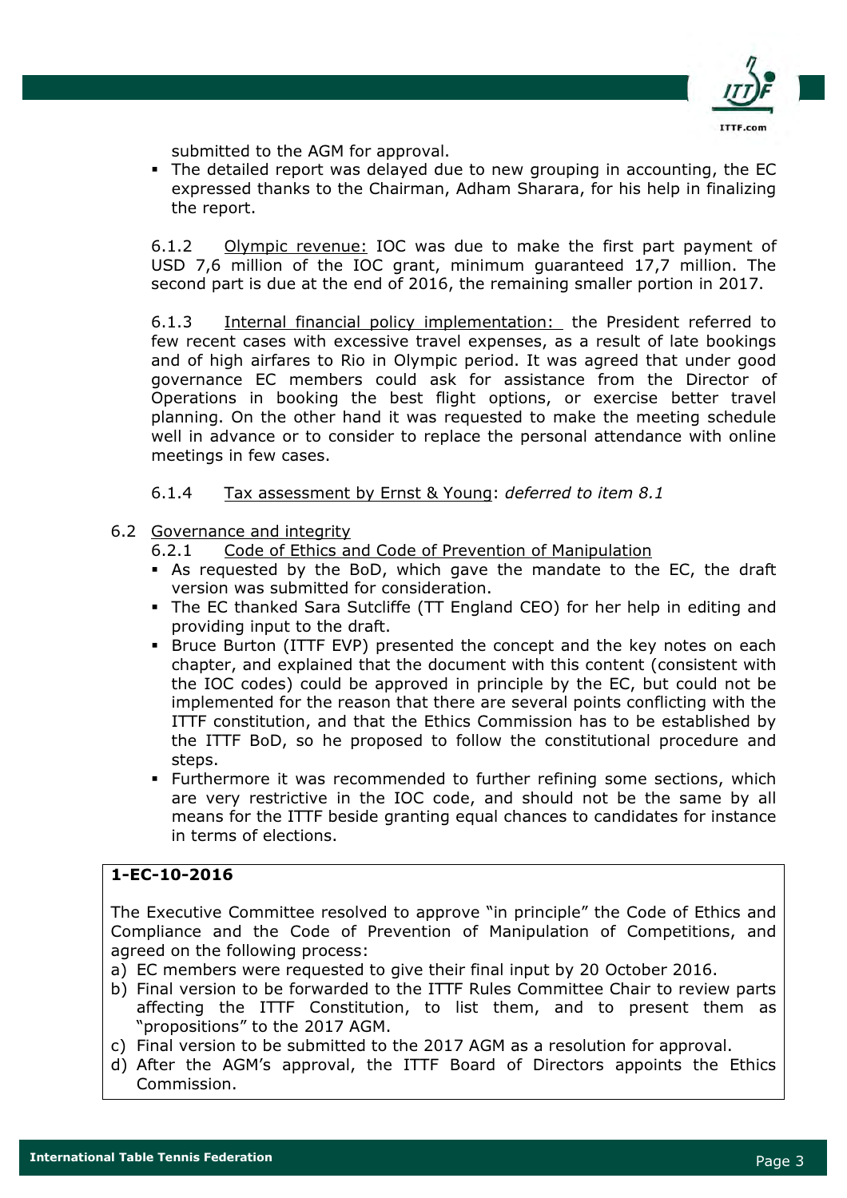submitted to the AGM for approval.

- The detailed report was delayed due to new grouping in accounting, the EC expressed thanks to the Chairman, Adham Sharara, for his help in finalizing the report.

6.1.2 Olympic revenue: IOC was due to make the first part payment of USD 7,6 million of the IOC grant, minimum guaranteed 17,7 million. The second part is due at the end of 2016, the remaining smaller portion in 2017.

6.1.3 Internal financial policy implementation: the President referred to few recent cases with excessive travel expenses, as a result of late bookings and of high airfares to Rio in Olympic period. It was agreed that under good governance EC members could ask for assistance from the Director of Operations in booking the best flight options, or exercise better travel planning. On the other hand it was requested to make the meeting schedule well in advance or to consider to replace the personal attendance with online meetings in few cases.

6.1.4 Tax assessment by Ernst & Young: *deferred to item 8.1*

6.2 Governance and integrity

6.2.1 Code of Ethics and Code of Prevention of Manipulation

- As requested by the BoD, which gave the mandate to the EC, the draft version was submitted for consideration.
- The EC thanked Sara Sutcliffe (TT England CEO) for her help in editing and providing input to the draft.
- Bruce Burton (ITTF EVP) presented the concept and the key notes on each chapter, and explained that the document with this content (consistent with the IOC codes) could be approved in principle by the EC, but could not be implemented for the reason that there are several points conflicting with the ITTF constitution, and that the Ethics Commission has to be established by the ITTF BoD, so he proposed to follow the constitutional procedure and steps.
- Furthermore it was recommended to further refining some sections, which are very restrictive in the IOC code, and should not be the same by all means for the ITTF beside granting equal chances to candidates for instance in terms of elections.

**1-EC-10-2016**

The Executive Committee resolved to approve "in principle" the Code of Ethics and Compliance and the Code of Prevention of Manipulation of Competitions, and agreed on the following process:

a) EC members were requested to give their final input by 20 October 2016.
b) Final version to be forwarded to the ITTF Rules Committee Chair to review parts affecting the ITTF Constitution, to list them, and to present them as "propositions" to the 2017 AGM.
c) Final version to be submitted to the 2017 AGM as a resolution for approval.
d) After the AGM's approval, the ITTF Board of Directors appoints the Ethics Commission.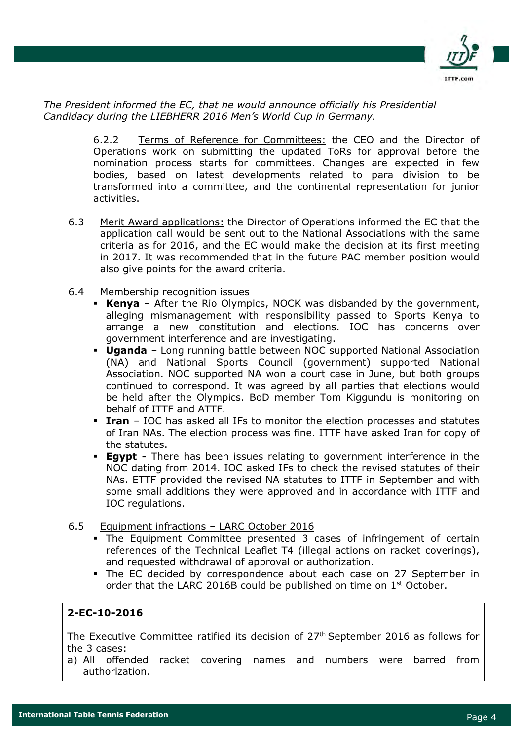*The President informed the EC, that he would announce officially his Presidential Candidacy during the LIEBHERR 2016 Men's World Cup in Germany.*

6.2.2 Terms of Reference for Committees: the CEO and the Director of Operations work on submitting the updated ToRs for approval before the nomination process starts for committees. Changes are expected in few bodies, based on latest developments related to para division to be transformed into a committee, and the continental representation for junior activities.

6.3 Merit Award applications: the Director of Operations informed the EC that the application call would be sent out to the National Associations with the same criteria as for 2016, and the EC would make the decision at its first meeting in 2017. It was recommended that in the future PAC member position would also give points for the award criteria.

6.4 Membership recognition issues

- **Kenya** – After the Rio Olympics, NOCK was disbanded by the government, alleging mismanagement with responsibility passed to Sports Kenya to arrange a new constitution and elections. IOC has concerns over government interference and are investigating.
- **Uganda** – Long running battle between NOC supported National Association (NA) and National Sports Council (government) supported National Association. NOC supported NA won a court case in June, but both groups continued to correspond. It was agreed by all parties that elections would be held after the Olympics. BoD member Tom Kiggundu is monitoring on behalf of ITTF and ATTF.
- **Iran** – IOC has asked all IFs to monitor the election processes and statutes of Iran NAs. The election process was fine. ITTF have asked Iran for copy of the statutes.
- **Egypt -** There has been issues relating to government interference in the NOC dating from 2014. IOC asked IFs to check the revised statutes of their NAs. ETTF provided the revised NA statutes to ITTF in September and with some small additions they were approved and in accordance with ITTF and IOC regulations.

6.5 Equipment infractions – LARC October 2016

- The Equipment Committee presented 3 cases of infringement of certain references of the Technical Leaflet T4 (illegal actions on racket coverings), and requested withdrawal of approval or authorization.
- The EC decided by correspondence about each case on 27 September in order that the LARC 2016B could be published on time on 1st October.

**2-EC-10-2016**

The Executive Committee ratified its decision of 27th September 2016 as follows for the 3 cases:

a) All offended racket covering names and numbers were barred from authorization.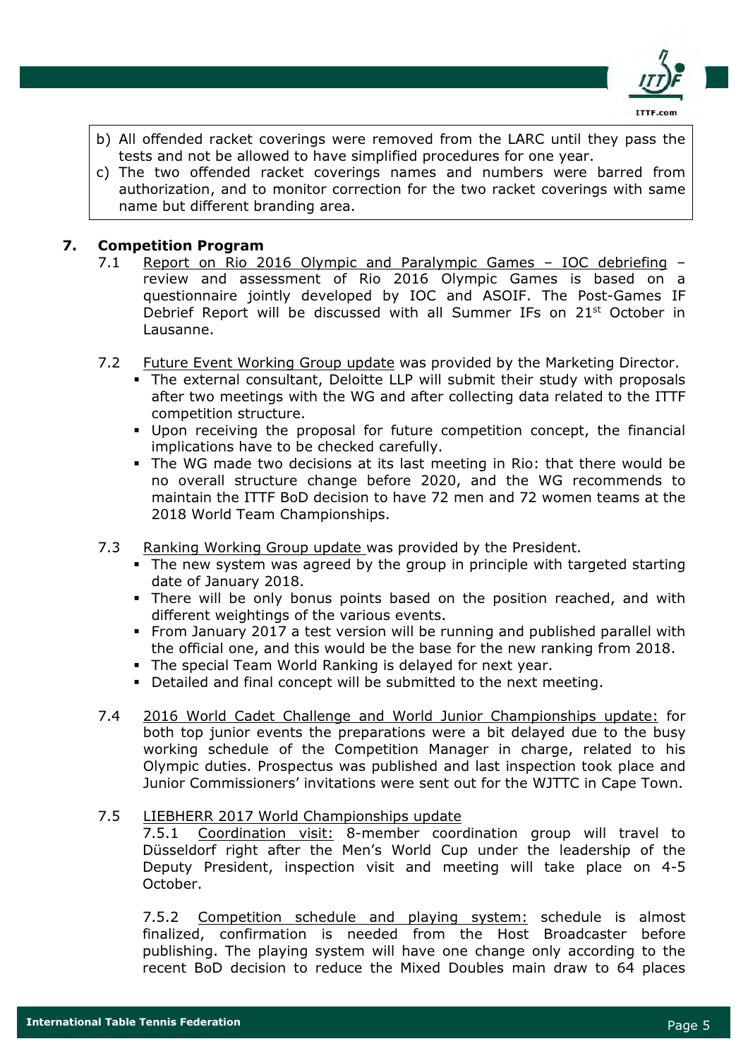b) All offended racket coverings were removed from the LARC until they pass the tests and not be allowed to have simplified procedures for one year.
c) The two offended racket coverings names and numbers were barred from authorization, and to monitor correction for the two racket coverings with same name but different branding area.

## 7. Competition Program

7.1 Report on Rio 2016 Olympic and Paralympic Games – IOC debriefing – review and assessment of Rio 2016 Olympic Games is based on a questionnaire jointly developed by IOC and ASOIF. The Post-Games IF Debrief Report will be discussed with all Summer IFs on 21st October in Lausanne.

7.2 Future Event Working Group update was provided by the Marketing Director.

- The external consultant, Deloitte LLP will submit their study with proposals after two meetings with the WG and after collecting data related to the ITTF competition structure.
- Upon receiving the proposal for future competition concept, the financial implications have to be checked carefully.
- The WG made two decisions at its last meeting in Rio: that there would be no overall structure change before 2020, and the WG recommends to maintain the ITTF BoD decision to have 72 men and 72 women teams at the 2018 World Team Championships.

7.3 Ranking Working Group update was provided by the President.

- The new system was agreed by the group in principle with targeted starting date of January 2018.
- There will be only bonus points based on the position reached, and with different weightings of the various events.
- From January 2017 a test version will be running and published parallel with the official one, and this would be the base for the new ranking from 2018.
- The special Team World Ranking is delayed for next year.
- Detailed and final concept will be submitted to the next meeting.

7.4 2016 World Cadet Challenge and World Junior Championships update: for both top junior events the preparations were a bit delayed due to the busy working schedule of the Competition Manager in charge, related to his Olympic duties. Prospectus was published and last inspection took place and Junior Commissioners' invitations were sent out for the WJTTC in Cape Town.

7.5 LIEBHERR 2017 World Championships update

7.5.1 Coordination visit: 8-member coordination group will travel to Düsseldorf right after the Men's World Cup under the leadership of the Deputy President, inspection visit and meeting will take place on 4-5 October.

7.5.2 Competition schedule and playing system: schedule is almost finalized, confirmation is needed from the Host Broadcaster before publishing. The playing system will have one change only according to the recent BoD decision to reduce the Mixed Doubles main draw to 64 places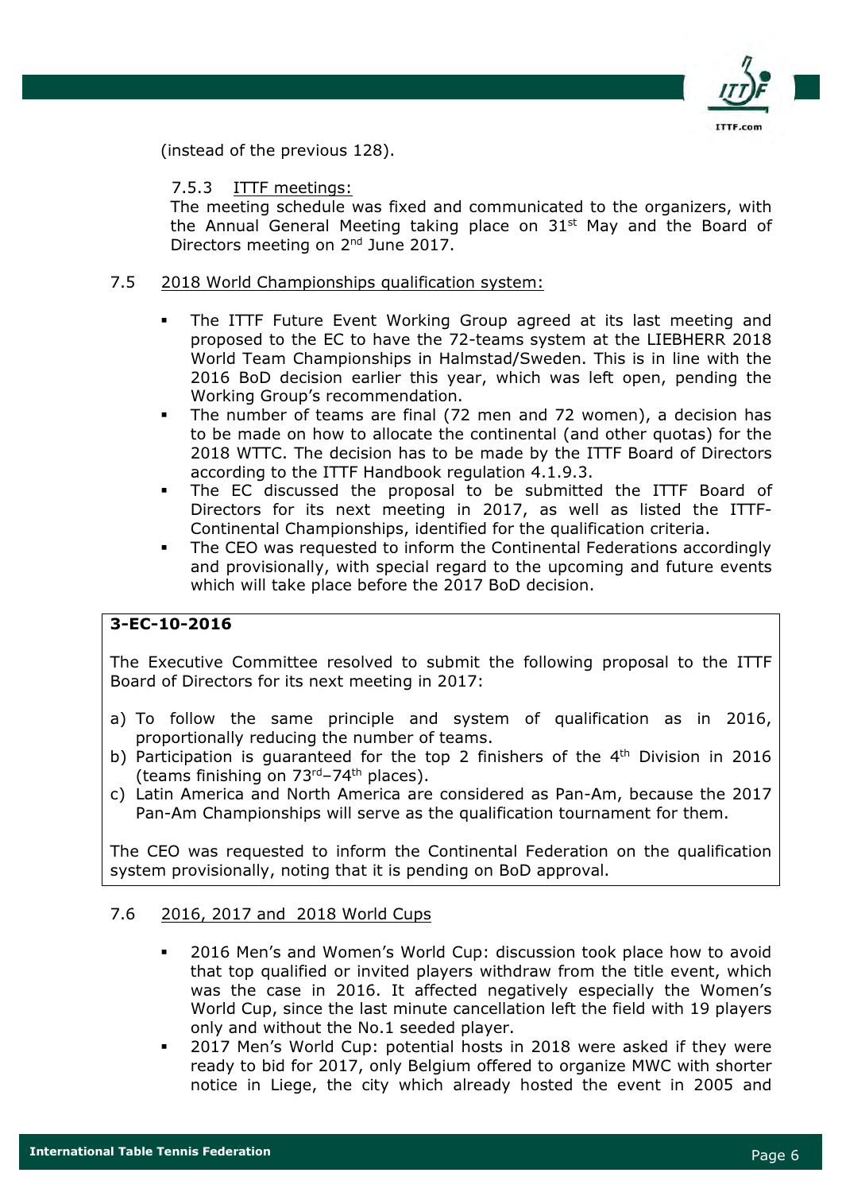(instead of the previous 128).

7.5.3 ITTF meetings:

The meeting schedule was fixed and communicated to the organizers, with the Annual General Meeting taking place on 31st May and the Board of Directors meeting on 2nd June 2017.

7.5 2018 World Championships qualification system:

- The ITTF Future Event Working Group agreed at its last meeting and proposed to the EC to have the 72-teams system at the LIEBHERR 2018 World Team Championships in Halmstad/Sweden. This is in line with the 2016 BoD decision earlier this year, which was left open, pending the Working Group's recommendation.
- The number of teams are final (72 men and 72 women), a decision has to be made on how to allocate the continental (and other quotas) for the 2018 WTTC. The decision has to be made by the ITTF Board of Directors according to the ITTF Handbook regulation 4.1.9.3.
- The EC discussed the proposal to be submitted the ITTF Board of Directors for its next meeting in 2017, as well as listed the ITTF-Continental Championships, identified for the qualification criteria.
- The CEO was requested to inform the Continental Federations accordingly and provisionally, with special regard to the upcoming and future events which will take place before the 2017 BoD decision.

**3-EC-10-2016**

The Executive Committee resolved to submit the following proposal to the ITTF Board of Directors for its next meeting in 2017:

a) To follow the same principle and system of qualification as in 2016, proportionally reducing the number of teams.
b) Participation is guaranteed for the top 2 finishers of the 4th Division in 2016 (teams finishing on 73rd–74th places).
c) Latin America and North America are considered as Pan-Am, because the 2017 Pan-Am Championships will serve as the qualification tournament for them.

The CEO was requested to inform the Continental Federation on the qualification system provisionally, noting that it is pending on BoD approval.

7.6 2016, 2017 and 2018 World Cups

- 2016 Men's and Women's World Cup: discussion took place how to avoid that top qualified or invited players withdraw from the title event, which was the case in 2016. It affected negatively especially the Women's World Cup, since the last minute cancellation left the field with 19 players only and without the No.1 seeded player.
- 2017 Men's World Cup: potential hosts in 2018 were asked if they were ready to bid for 2017, only Belgium offered to organize MWC with shorter notice in Liege, the city which already hosted the event in 2005 and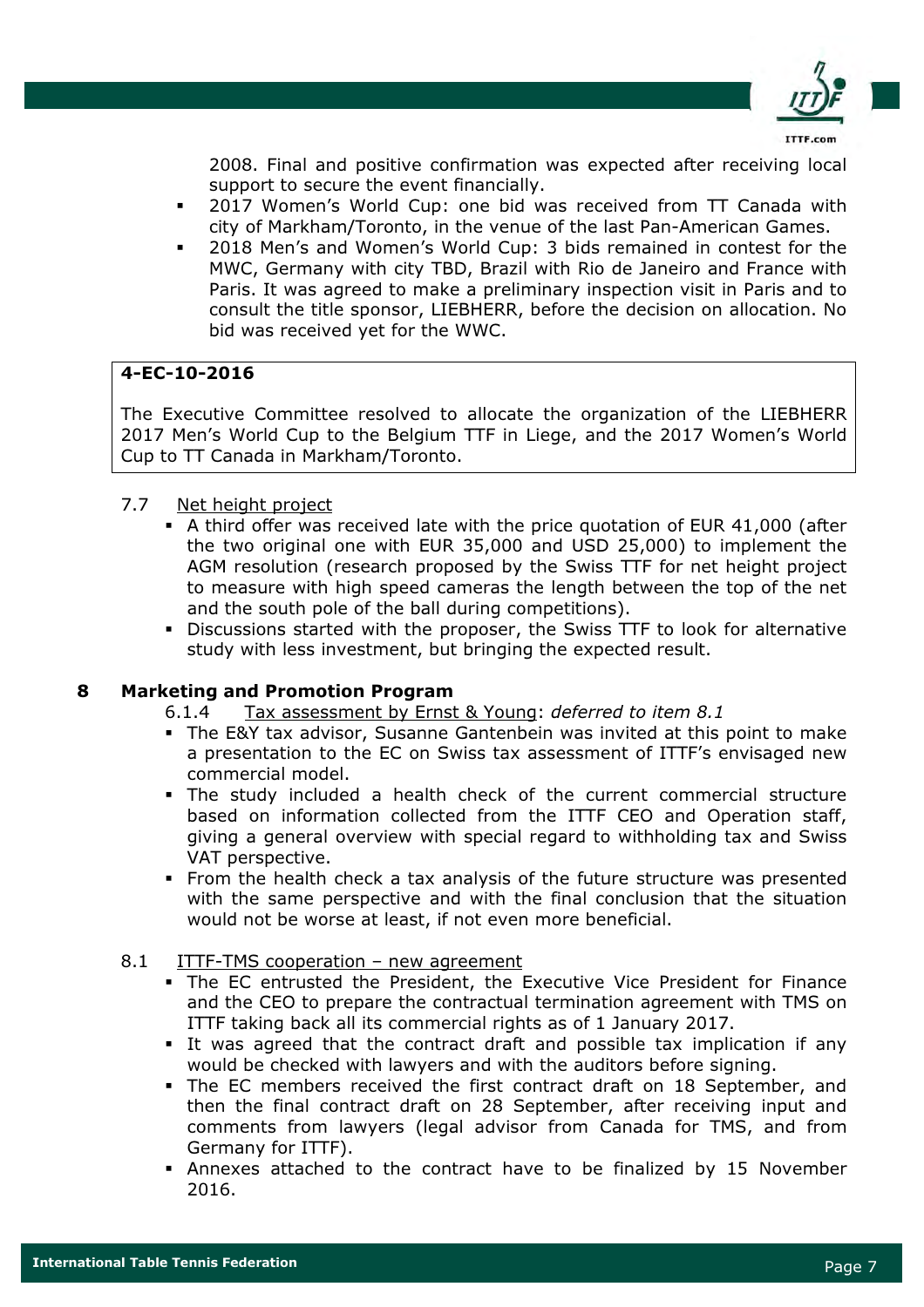2008. Final and positive confirmation was expected after receiving local support to secure the event financially.

- 2017 Women's World Cup: one bid was received from TT Canada with city of Markham/Toronto, in the venue of the last Pan-American Games.
- 2018 Men's and Women's World Cup: 3 bids remained in contest for the MWC, Germany with city TBD, Brazil with Rio de Janeiro and France with Paris. It was agreed to make a preliminary inspection visit in Paris and to consult the title sponsor, LIEBHERR, before the decision on allocation. No bid was received yet for the WWC.

> **4-EC-10-2016**
>
> The Executive Committee resolved to allocate the organization of the LIEBHERR 2017 Men's World Cup to the Belgium TTF in Liege, and the 2017 Women's World Cup to TT Canada in Markham/Toronto.

7.7 Net height project

- A third offer was received late with the price quotation of EUR 41,000 (after the two original one with EUR 35,000 and USD 25,000) to implement the AGM resolution (research proposed by the Swiss TTF for net height project to measure with high speed cameras the length between the top of the net and the south pole of the ball during competitions).
- Discussions started with the proposer, the Swiss TTF to look for alternative study with less investment, but bringing the expected result.

## 8 Marketing and Promotion Program

6.1.4 Tax assessment by Ernst & Young: *deferred to item 8.1*

- The E&Y tax advisor, Susanne Gantenbein was invited at this point to make a presentation to the EC on Swiss tax assessment of ITTF's envisaged new commercial model.
- The study included a health check of the current commercial structure based on information collected from the ITTF CEO and Operation staff, giving a general overview with special regard to withholding tax and Swiss VAT perspective.
- From the health check a tax analysis of the future structure was presented with the same perspective and with the final conclusion that the situation would not be worse at least, if not even more beneficial.

8.1 ITTF-TMS cooperation – new agreement

- The EC entrusted the President, the Executive Vice President for Finance and the CEO to prepare the contractual termination agreement with TMS on ITTF taking back all its commercial rights as of 1 January 2017.
- It was agreed that the contract draft and possible tax implication if any would be checked with lawyers and with the auditors before signing.
- The EC members received the first contract draft on 18 September, and then the final contract draft on 28 September, after receiving input and comments from lawyers (legal advisor from Canada for TMS, and from Germany for ITTF).
- Annexes attached to the contract have to be finalized by 15 November 2016.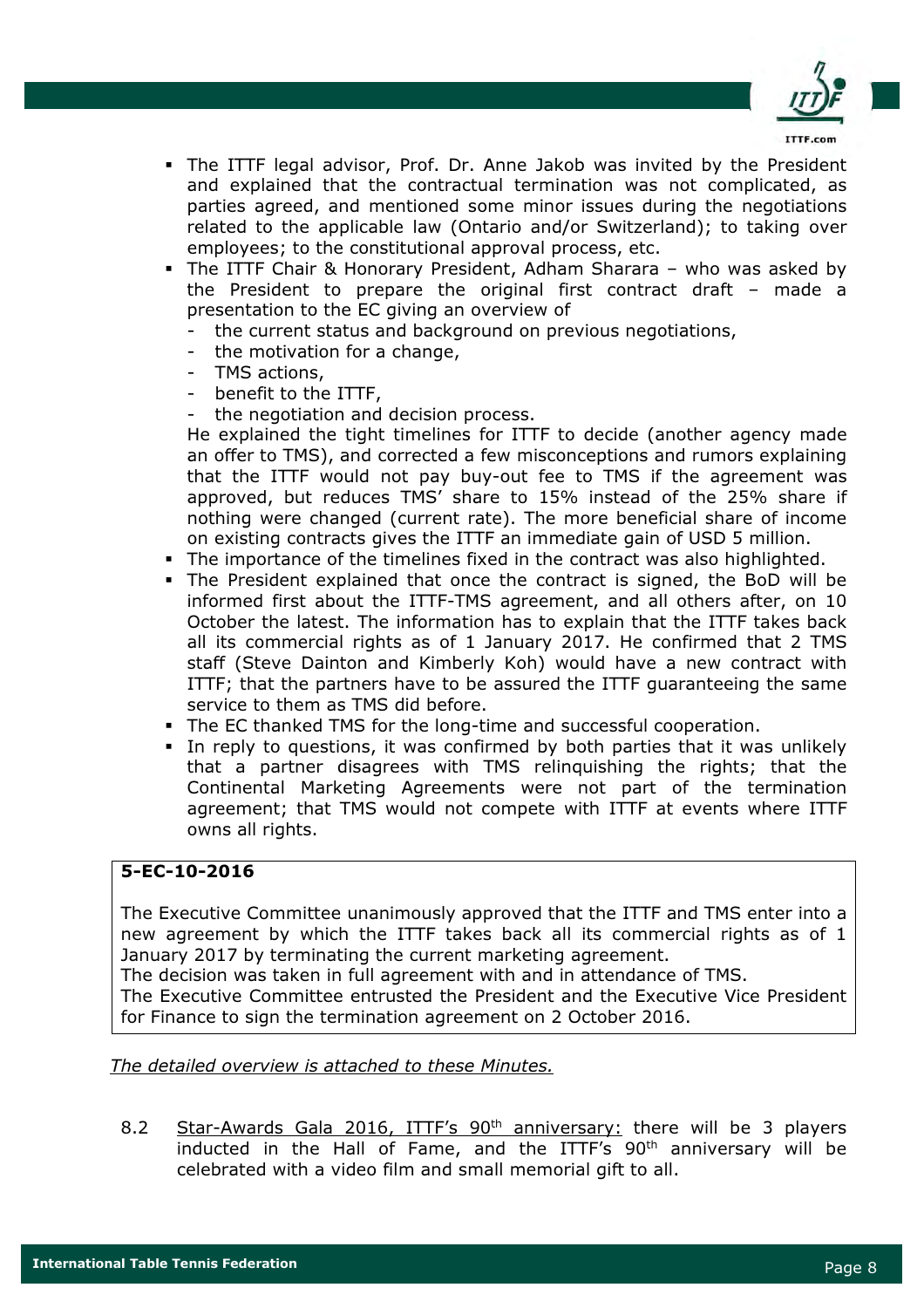- The ITTF legal advisor, Prof. Dr. Anne Jakob was invited by the President and explained that the contractual termination was not complicated, as parties agreed, and mentioned some minor issues during the negotiations related to the applicable law (Ontario and/or Switzerland); to taking over employees; to the constitutional approval process, etc.
- The ITTF Chair & Honorary President, Adham Sharara – who was asked by the President to prepare the original first contract draft – made a presentation to the EC giving an overview of
  - the current status and background on previous negotiations,
  - the motivation for a change,
  - TMS actions,
  - benefit to the ITTF,
  - the negotiation and decision process.

  He explained the tight timelines for ITTF to decide (another agency made an offer to TMS), and corrected a few misconceptions and rumors explaining that the ITTF would not pay buy-out fee to TMS if the agreement was approved, but reduces TMS' share to 15% instead of the 25% share if nothing were changed (current rate). The more beneficial share of income on existing contracts gives the ITTF an immediate gain of USD 5 million.
- The importance of the timelines fixed in the contract was also highlighted.
- The President explained that once the contract is signed, the BoD will be informed first about the ITTF-TMS agreement, and all others after, on 10 October the latest. The information has to explain that the ITTF takes back all its commercial rights as of 1 January 2017. He confirmed that 2 TMS staff (Steve Dainton and Kimberly Koh) would have a new contract with ITTF; that the partners have to be assured the ITTF guaranteeing the same service to them as TMS did before.
- The EC thanked TMS for the long-time and successful cooperation.
- In reply to questions, it was confirmed by both parties that it was unlikely that a partner disagrees with TMS relinquishing the rights; that the Continental Marketing Agreements were not part of the termination agreement; that TMS would not compete with ITTF at events where ITTF owns all rights.

**5-EC-10-2016**

The Executive Committee unanimously approved that the ITTF and TMS enter into a new agreement by which the ITTF takes back all its commercial rights as of 1 January 2017 by terminating the current marketing agreement.
The decision was taken in full agreement with and in attendance of TMS.
The Executive Committee entrusted the President and the Executive Vice President for Finance to sign the termination agreement on 2 October 2016.

*The detailed overview is attached to these Minutes.*

8.2 Star-Awards Gala 2016, ITTF's 90th anniversary: there will be 3 players inducted in the Hall of Fame, and the ITTF's 90th anniversary will be celebrated with a video film and small memorial gift to all.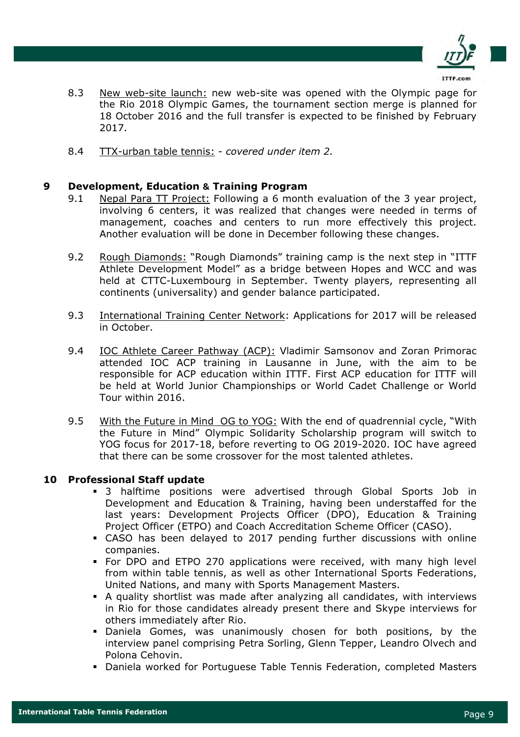8.3 New web-site launch: new web-site was opened with the Olympic page for the Rio 2018 Olympic Games, the tournament section merge is planned for 18 October 2016 and the full transfer is expected to be finished by February 2017.

8.4 TTX-urban table tennis: - *covered under item 2.*

## 9 Development, Education & Training Program

9.1 Nepal Para TT Project: Following a 6 month evaluation of the 3 year project, involving 6 centers, it was realized that changes were needed in terms of management, coaches and centers to run more effectively this project. Another evaluation will be done in December following these changes.

9.2 Rough Diamonds: "Rough Diamonds" training camp is the next step in "ITTF Athlete Development Model" as a bridge between Hopes and WCC and was held at CTTC-Luxembourg in September. Twenty players, representing all continents (universality) and gender balance participated.

9.3 International Training Center Network: Applications for 2017 will be released in October.

9.4 IOC Athlete Career Pathway (ACP): Vladimir Samsonov and Zoran Primorac attended IOC ACP training in Lausanne in June, with the aim to be responsible for ACP education within ITTF. First ACP education for ITTF will be held at World Junior Championships or World Cadet Challenge or World Tour within 2016.

9.5 With the Future in Mind OG to YOG: With the end of quadrennial cycle, "With the Future in Mind" Olympic Solidarity Scholarship program will switch to YOG focus for 2017-18, before reverting to OG 2019-2020. IOC have agreed that there can be some crossover for the most talented athletes.

## 10 Professional Staff update

- 3 halftime positions were advertised through Global Sports Job in Development and Education & Training, having been understaffed for the last years: Development Projects Officer (DPO), Education & Training Project Officer (ETPO) and Coach Accreditation Scheme Officer (CASO).
- CASO has been delayed to 2017 pending further discussions with online companies.
- For DPO and ETPO 270 applications were received, with many high level from within table tennis, as well as other International Sports Federations, United Nations, and many with Sports Management Masters.
- A quality shortlist was made after analyzing all candidates, with interviews in Rio for those candidates already present there and Skype interviews for others immediately after Rio.
- Daniela Gomes, was unanimously chosen for both positions, by the interview panel comprising Petra Sorling, Glenn Tepper, Leandro Olvech and Polona Cehovin.
- Daniela worked for Portuguese Table Tennis Federation, completed Masters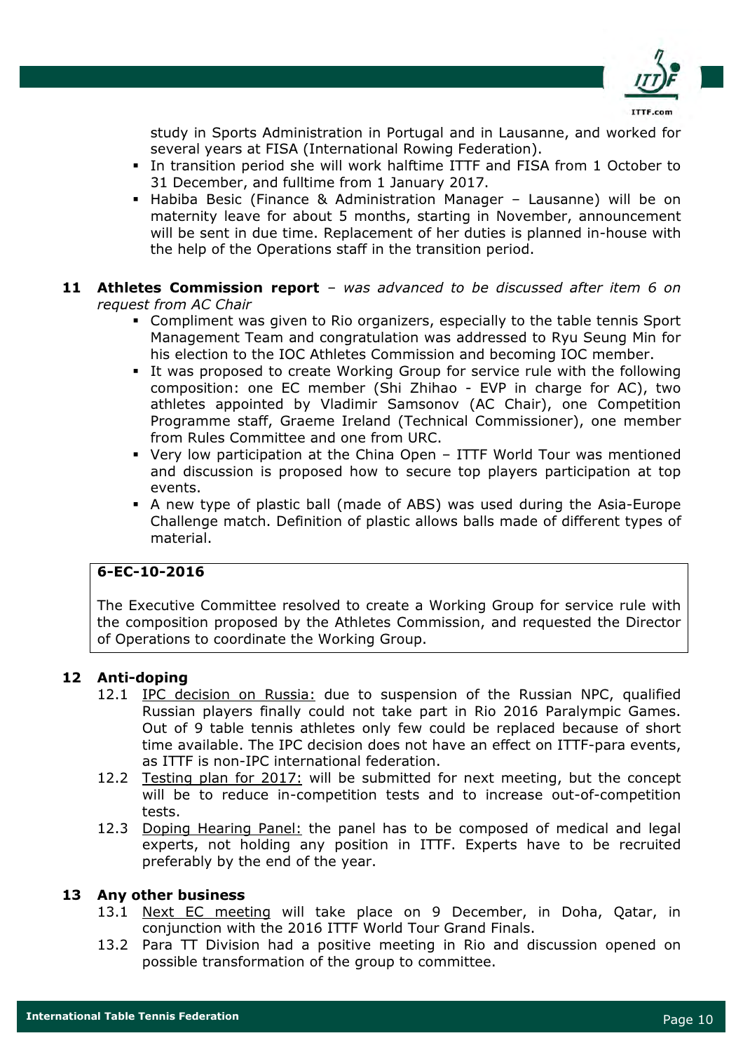study in Sports Administration in Portugal and in Lausanne, and worked for several years at FISA (International Rowing Federation).

- In transition period she will work halftime ITTF and FISA from 1 October to 31 December, and fulltime from 1 January 2017.
- Habiba Besic (Finance & Administration Manager – Lausanne) will be on maternity leave for about 5 months, starting in November, announcement will be sent in due time. Replacement of her duties is planned in-house with the help of the Operations staff in the transition period.

**11 Athletes Commission report** – *was advanced to be discussed after item 6 on request from AC Chair*

- Compliment was given to Rio organizers, especially to the table tennis Sport Management Team and congratulation was addressed to Ryu Seung Min for his election to the IOC Athletes Commission and becoming IOC member.
- It was proposed to create Working Group for service rule with the following composition: one EC member (Shi Zhihao - EVP in charge for AC), two athletes appointed by Vladimir Samsonov (AC Chair), one Competition Programme staff, Graeme Ireland (Technical Commissioner), one member from Rules Committee and one from URC.
- Very low participation at the China Open – ITTF World Tour was mentioned and discussion is proposed how to secure top players participation at top events.
- A new type of plastic ball (made of ABS) was used during the Asia-Europe Challenge match. Definition of plastic allows balls made of different types of material.

**6-EC-10-2016**

The Executive Committee resolved to create a Working Group for service rule with the composition proposed by the Athletes Commission, and requested the Director of Operations to coordinate the Working Group.

**12 Anti-doping**

12.1 <u>IPC decision on Russia:</u> due to suspension of the Russian NPC, qualified Russian players finally could not take part in Rio 2016 Paralympic Games. Out of 9 table tennis athletes only few could be replaced because of short time available. The IPC decision does not have an effect on ITTF-para events, as ITTF is non-IPC international federation.

12.2 <u>Testing plan for 2017:</u> will be submitted for next meeting, but the concept will be to reduce in-competition tests and to increase out-of-competition tests.

12.3 <u>Doping Hearing Panel:</u> the panel has to be composed of medical and legal experts, not holding any position in ITTF. Experts have to be recruited preferably by the end of the year.

**13 Any other business**

13.1 <u>Next EC meeting</u> will take place on 9 December, in Doha, Qatar, in conjunction with the 2016 ITTF World Tour Grand Finals.

13.2 Para TT Division had a positive meeting in Rio and discussion opened on possible transformation of the group to committee.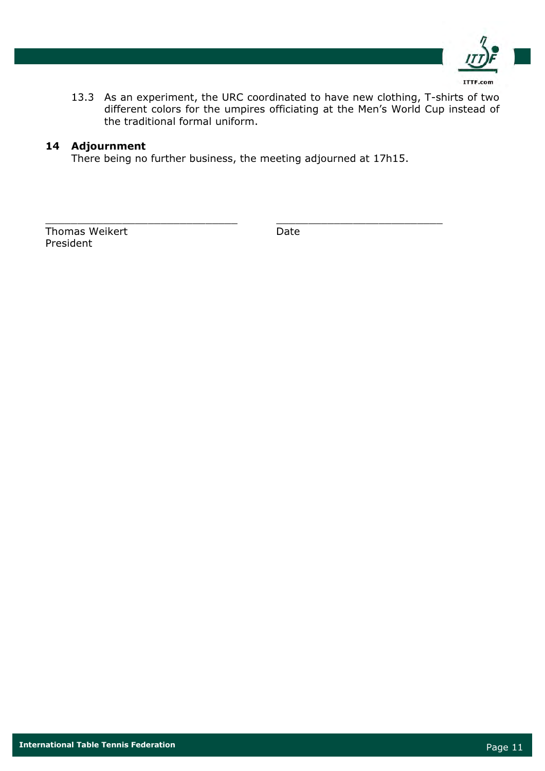13.3 As an experiment, the URC coordinated to have new clothing, T-shirts of two different colors for the umpires officiating at the Men's World Cup instead of the traditional formal uniform.

## 14 Adjournment

There being no further business, the meeting adjourned at 17h15.

| | |
|---|---|
| _______________________________ | ___________________________ |
| Thomas Weikert<br>President | Date |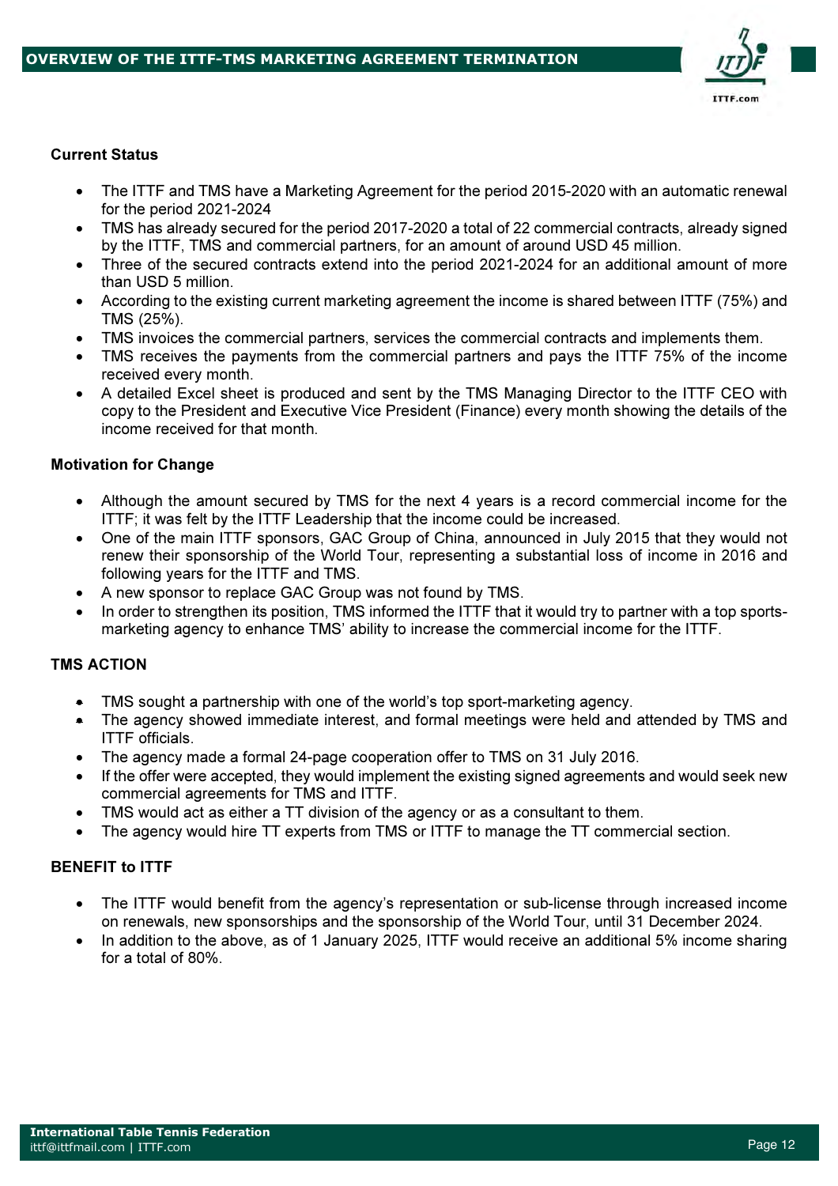# OVERVIEW OF THE ITTF-TMS MARKETING AGREEMENT TERMINATION

**Current Status**

- The ITTF and TMS have a Marketing Agreement for the period 2015-2020 with an automatic renewal for the period 2021-2024
- TMS has already secured for the period 2017-2020 a total of 22 commercial contracts, already signed by the ITTF, TMS and commercial partners, for an amount of around USD 45 million.
- Three of the secured contracts extend into the period 2021-2024 for an additional amount of more than USD 5 million.
- According to the existing current marketing agreement the income is shared between ITTF (75%) and TMS (25%).
- TMS invoices the commercial partners, services the commercial contracts and implements them.
- TMS receives the payments from the commercial partners and pays the ITTF 75% of the income received every month.
- A detailed Excel sheet is produced and sent by the TMS Managing Director to the ITTF CEO with copy to the President and Executive Vice President (Finance) every month showing the details of the income received for that month.

**Motivation for Change**

- Although the amount secured by TMS for the next 4 years is a record commercial income for the ITTF; it was felt by the ITTF Leadership that the income could be increased.
- One of the main ITTF sponsors, GAC Group of China, announced in July 2015 that they would not renew their sponsorship of the World Tour, representing a substantial loss of income in 2016 and following years for the ITTF and TMS.
- A new sponsor to replace GAC Group was not found by TMS.
- In order to strengthen its position, TMS informed the ITTF that it would try to partner with a top sports-marketing agency to enhance TMS' ability to increase the commercial income for the ITTF.

**TMS ACTION**

- TMS sought a partnership with one of the world's top sport-marketing agency.
- The agency showed immediate interest, and formal meetings were held and attended by TMS and ITTF officials.
- The agency made a formal 24-page cooperation offer to TMS on 31 July 2016.
- If the offer were accepted, they would implement the existing signed agreements and would seek new commercial agreements for TMS and ITTF.
- TMS would act as either a TT division of the agency or as a consultant to them.
- The agency would hire TT experts from TMS or ITTF to manage the TT commercial section.

**BENEFIT to ITTF**

- The ITTF would benefit from the agency's representation or sub-license through increased income on renewals, new sponsorships and the sponsorship of the World Tour, until 31 December 2024.
- In addition to the above, as of 1 January 2025, ITTF would receive an additional 5% income sharing for a total of 80%.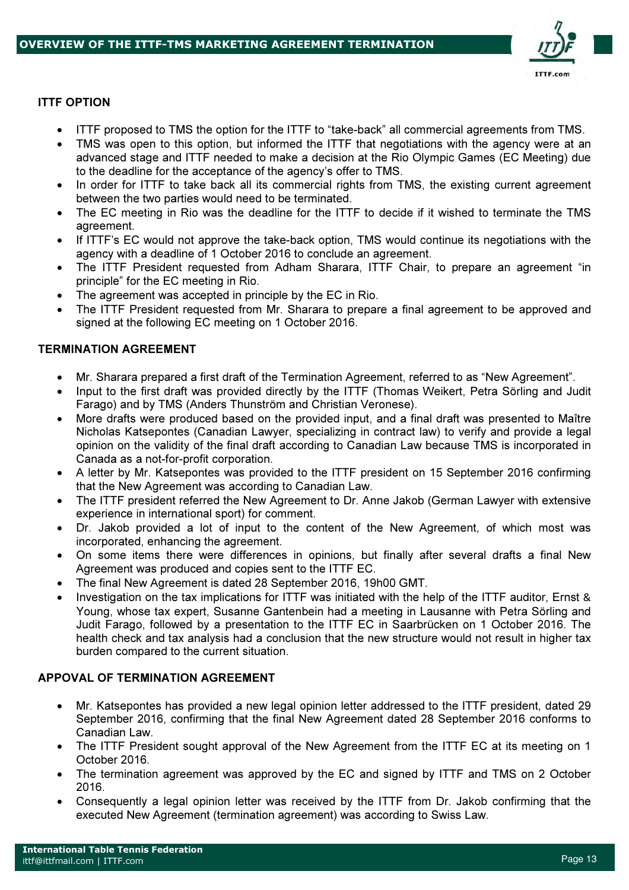## ITTF OPTION

- ITTF proposed to TMS the option for the ITTF to "take-back" all commercial agreements from TMS.
- TMS was open to this option, but informed the ITTF that negotiations with the agency were at an advanced stage and ITTF needed to make a decision at the Rio Olympic Games (EC Meeting) due to the deadline for the acceptance of the agency's offer to TMS.
- In order for ITTF to take back all its commercial rights from TMS, the existing current agreement between the two parties would need to be terminated.
- The EC meeting in Rio was the deadline for the ITTF to decide if it wished to terminate the TMS agreement.
- If ITTF's EC would not approve the take-back option, TMS would continue its negotiations with the agency with a deadline of 1 October 2016 to conclude an agreement.
- The ITTF President requested from Adham Sharara, ITTF Chair, to prepare an agreement "in principle" for the EC meeting in Rio.
- The agreement was accepted in principle by the EC in Rio.
- The ITTF President requested from Mr. Sharara to prepare a final agreement to be approved and signed at the following EC meeting on 1 October 2016.

## TERMINATION AGREEMENT

- Mr. Sharara prepared a first draft of the Termination Agreement, referred to as "New Agreement".
- Input to the first draft was provided directly by the ITTF (Thomas Weikert, Petra Sörling and Judit Farago) and by TMS (Anders Thunström and Christian Veronese).
- More drafts were produced based on the provided input, and a final draft was presented to Maître Nicholas Katsepontes (Canadian Lawyer, specializing in contract law) to verify and provide a legal opinion on the validity of the final draft according to Canadian Law because TMS is incorporated in Canada as a not-for-profit corporation.
- A letter by Mr. Katsepontes was provided to the ITTF president on 15 September 2016 confirming that the New Agreement was according to Canadian Law.
- The ITTF president referred the New Agreement to Dr. Anne Jakob (German Lawyer with extensive experience in international sport) for comment.
- Dr. Jakob provided a lot of input to the content of the New Agreement, of which most was incorporated, enhancing the agreement.
- On some items there were differences in opinions, but finally after several drafts a final New Agreement was produced and copies sent to the ITTF EC.
- The final New Agreement is dated 28 September 2016, 19h00 GMT.
- Investigation on the tax implications for ITTF was initiated with the help of the ITTF auditor, Ernst & Young, whose tax expert, Susanne Gantenbein had a meeting in Lausanne with Petra Sörling and Judit Farago, followed by a presentation to the ITTF EC in Saarbrücken on 1 October 2016. The health check and tax analysis had a conclusion that the new structure would not result in higher tax burden compared to the current situation.

## APPOVAL OF TERMINATION AGREEMENT

- Mr. Katsepontes has provided a new legal opinion letter addressed to the ITTF president, dated 29 September 2016, confirming that the final New Agreement dated 28 September 2016 conforms to Canadian Law.
- The ITTF President sought approval of the New Agreement from the ITTF EC at its meeting on 1 October 2016.
- The termination agreement was approved by the EC and signed by ITTF and TMS on 2 October 2016.
- Consequently a legal opinion letter was received by the ITTF from Dr. Jakob confirming that the executed New Agreement (termination agreement) was according to Swiss Law.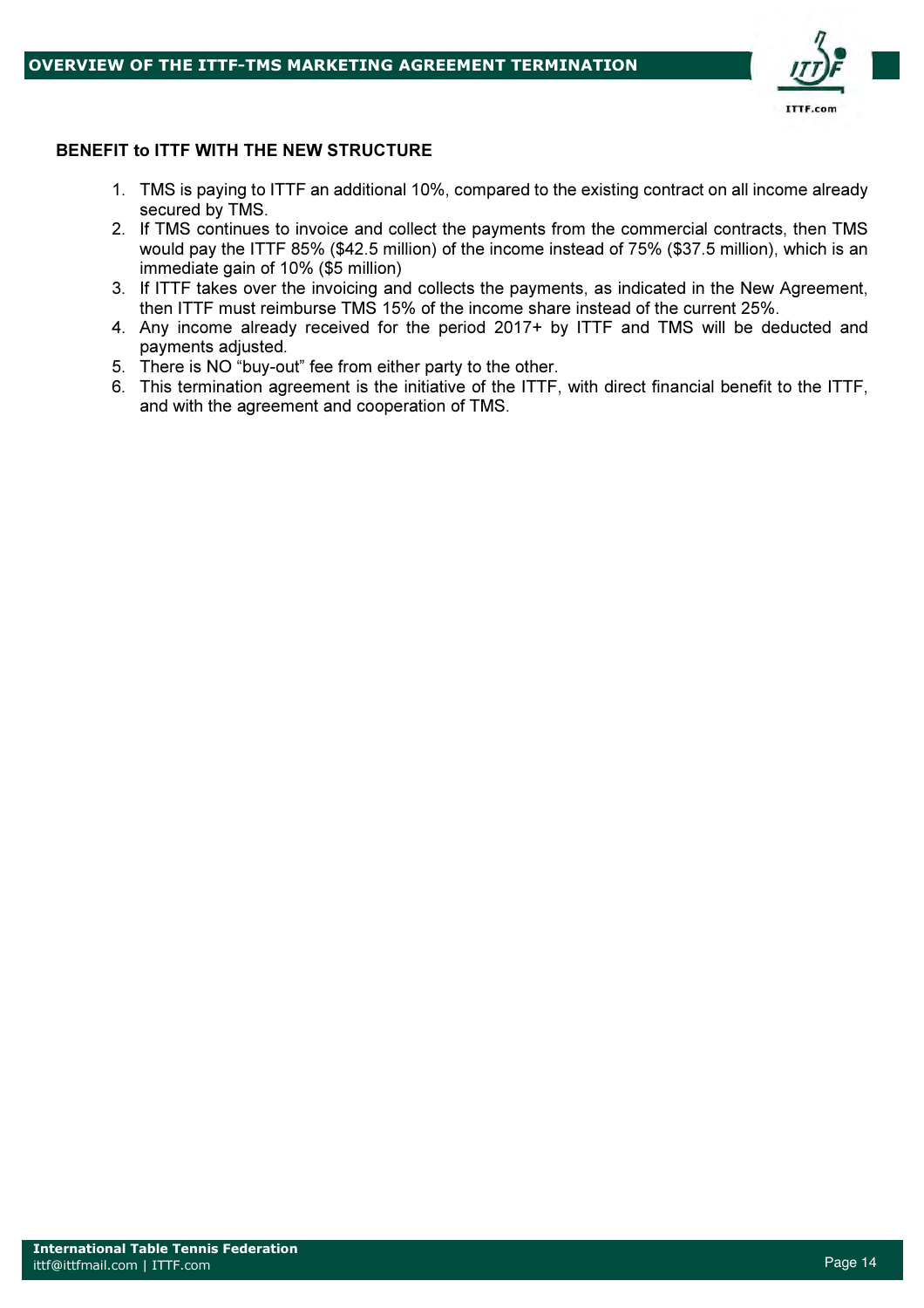## BENEFIT to ITTF WITH THE NEW STRUCTURE

1. TMS is paying to ITTF an additional 10%, compared to the existing contract on all income already secured by TMS.
2. If TMS continues to invoice and collect the payments from the commercial contracts, then TMS would pay the ITTF 85% ($42.5 million) of the income instead of 75% ($37.5 million), which is an immediate gain of 10% ($5 million)
3. If ITTF takes over the invoicing and collects the payments, as indicated in the New Agreement, then ITTF must reimburse TMS 15% of the income share instead of the current 25%.
4. Any income already received for the period 2017+ by ITTF and TMS will be deducted and payments adjusted.
5. There is NO "buy-out" fee from either party to the other.
6. This termination agreement is the initiative of the ITTF, with direct financial benefit to the ITTF, and with the agreement and cooperation of TMS.